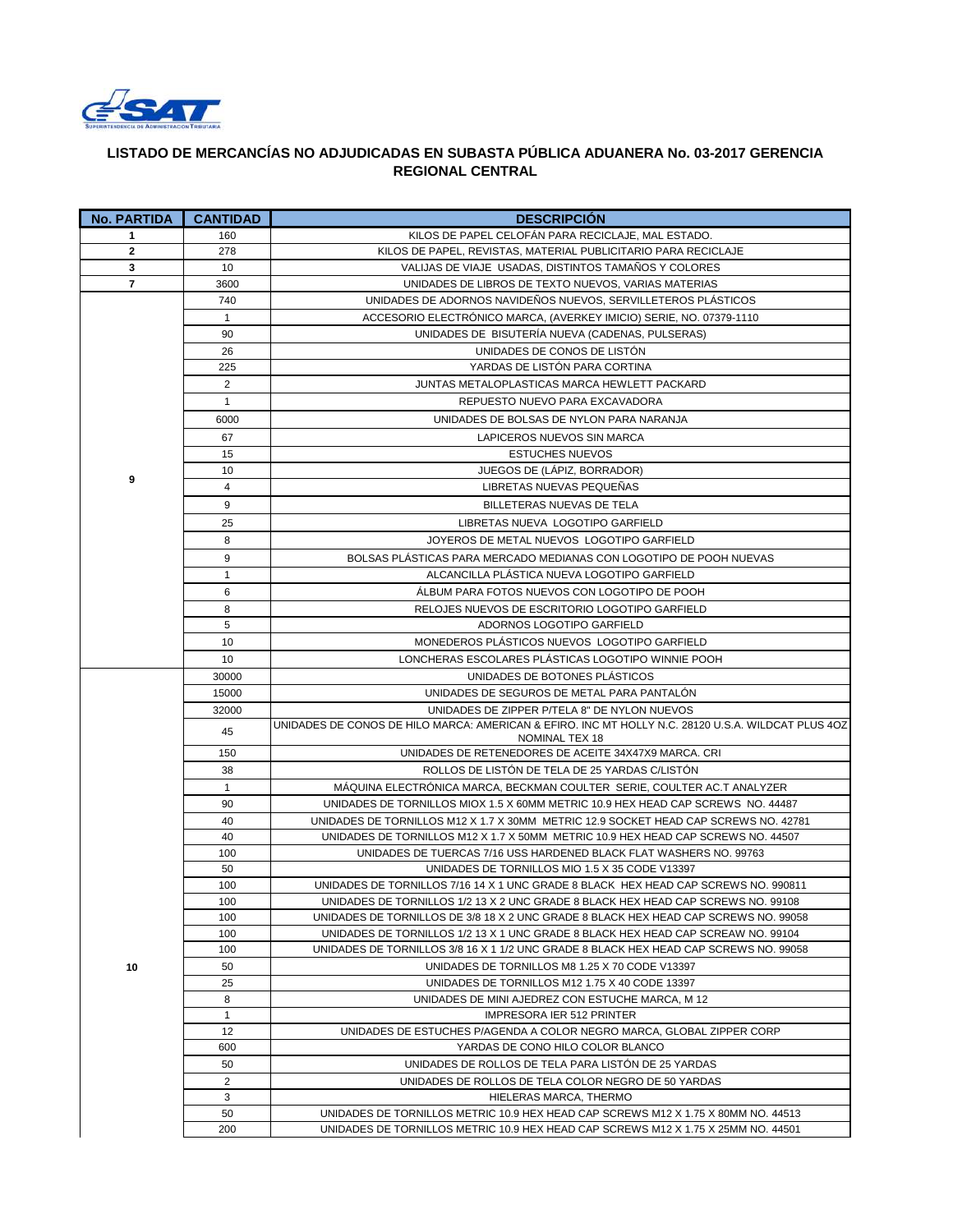## LISTADO DE MERCANCÍAS NO ADJUDICADAS EN SUBASTA PÚBLICA ADUANERA No. 03-2017 GERENCIA REGIONAL CENTRAL

| No. PARTIDA | CANTIDAD | DESCRIPCIÓN |
|---|---|---|
| 1 | 160 | KILOS DE PAPEL CELOFÁN PARA RECICLAJE, MAL ESTADO. |
| 2 | 278 | KILOS DE PAPEL, REVISTAS, MATERIAL PUBLICITARIO PARA RECICLAJE |
| 3 | 10 | VALIJAS DE VIAJE USADAS, DISTINTOS TAMAÑOS Y COLORES |
| 7 | 3600 | UNIDADES DE LIBROS DE TEXTO NUEVOS, VARIAS MATERIAS |
| 9 | 740 | UNIDADES DE ADORNOS NAVIDEÑOS NUEVOS, SERVILLETEROS PLÁSTICOS |
| | 1 | ACCESORIO ELECTRÓNICO MARCA, (AVERKEY IMICIO) SERIE, NO. 07379-1110 |
| | 90 | UNIDADES DE BISUTERÍA NUEVA (CADENAS, PULSERAS) |
| | 26 | UNIDADES DE CONOS DE LISTÓN |
| | 225 | YARDAS DE LISTÓN PARA CORTINA |
| | 2 | JUNTAS METALOPLASTICAS MARCA HEWLETT PACKARD |
| | 1 | REPUESTO NUEVO PARA EXCAVADORA |
| | 6000 | UNIDADES DE BOLSAS DE NYLON PARA NARANJA |
| | 67 | LAPICEROS NUEVOS SIN MARCA |
| | 15 | ESTUCHES NUEVOS |
| | 10 | JUEGOS DE (LÁPIZ, BORRADOR) |
| | 4 | LIBRETAS NUEVAS PEQUEÑAS |
| | 9 | BILLETERAS NUEVAS DE TELA |
| | 25 | LIBRETAS NUEVA LOGOTIPO GARFIELD |
| | 8 | JOYEROS DE METAL NUEVOS LOGOTIPO GARFIELD |
| | 9 | BOLSAS PLÁSTICAS PARA MERCADO MEDIANAS CON LOGOTIPO DE POOH NUEVAS |
| | 1 | ALCANCILLA PLÁSTICA NUEVA LOGOTIPO GARFIELD |
| | 6 | ÁLBUM PARA FOTOS NUEVOS CON LOGOTIPO DE POOH |
| | 8 | RELOJES NUEVOS DE ESCRITORIO LOGOTIPO GARFIELD |
| | 5 | ADORNOS LOGOTIPO GARFIELD |
| | 10 | MONEDEROS PLÁSTICOS NUEVOS LOGOTIPO GARFIELD |
| | 10 | LONCHERAS ESCOLARES PLÁSTICAS LOGOTIPO WINNIE POOH |
| 10 | 30000 | UNIDADES DE BOTONES PLÁSTICOS |
| | 15000 | UNIDADES DE SEGUROS DE METAL PARA PANTALÓN |
| | 32000 | UNIDADES DE ZIPPER P/TELA 8" DE NYLON NUEVOS |
| | 45 | UNIDADES DE CONOS DE HILO MARCA: AMERICAN & EFIRO. INC MT HOLLY N.C. 28120 U.S.A. WILDCAT PLUS 4OZ NOMINAL TEX 18 |
| | 150 | UNIDADES DE RETENEDORES DE ACEITE 34X47X9 MARCA. CRI |
| | 38 | ROLLOS DE LISTÓN DE TELA DE 25 YARDAS C/LISTÓN |
| | 1 | MÁQUINA ELECTRÓNICA MARCA, BECKMAN COULTER SERIE, COULTER AC.T ANALYZER |
| | 90 | UNIDADES DE TORNILLOS MIOX 1.5 X 60MM METRIC 10.9 HEX HEAD CAP SCREWS NO. 44487 |
| | 40 | UNIDADES DE TORNILLOS M12 X 1.7 X 30MM METRIC 12.9 SOCKET HEAD CAP SCREWS NO. 42781 |
| | 40 | UNIDADES DE TORNILLOS M12 X 1.7 X 50MM METRIC 10.9 HEX HEAD CAP SCREWS NO. 44507 |
| | 100 | UNIDADES DE TUERCAS 7/16 USS HARDENED BLACK FLAT WASHERS NO. 99763 |
| | 50 | UNIDADES DE TORNILLOS MIO 1.5 X 35 CODE V13397 |
| | 100 | UNIDADES DE TORNILLOS 7/16 14 X 1 UNC GRADE 8 BLACK HEX HEAD CAP SCREWS NO. 990811 |
| | 100 | UNIDADES DE TORNILLOS 1/2 13 X 2 UNC GRADE 8 BLACK HEX HEAD CAP SCREWS NO. 99108 |
| | 100 | UNIDADES DE TORNILLOS DE 3/8 18 X 2 UNC GRADE 8 BLACK HEX HEAD CAP SCREWS NO. 99058 |
| | 100 | UNIDADES DE TORNILLOS 1/2 13 X 1 UNC GRADE 8 BLACK HEX HEAD CAP SCREAW NO. 99104 |
| | 100 | UNIDADES DE TORNILLOS 3/8 16 X 1 1/2 UNC GRADE 8 BLACK HEX HEAD CAP SCREWS NO. 99058 |
| | 50 | UNIDADES DE TORNILLOS M8 1.25 X 70 CODE V13397 |
| | 25 | UNIDADES DE TORNILLOS M12 1.75 X 40 CODE 13397 |
| | 8 | UNIDADES DE MINI AJEDREZ CON ESTUCHE MARCA, M 12 |
| | 1 | IMPRESORA IER 512 PRINTER |
| | 12 | UNIDADES DE ESTUCHES P/AGENDA A COLOR NEGRO MARCA, GLOBAL ZIPPER CORP |
| | 600 | YARDAS DE CONO HILO COLOR BLANCO |
| | 50 | UNIDADES DE ROLLOS DE TELA PARA LISTÓN DE 25 YARDAS |
| | 2 | UNIDADES DE ROLLOS DE TELA COLOR NEGRO DE 50 YARDAS |
| | 3 | HIELERAS MARCA, THERMO |
| | 50 | UNIDADES DE TORNILLOS METRIC 10.9 HEX HEAD CAP SCREWS M12 X 1.75 X 80MM NO. 44513 |
| | 200 | UNIDADES DE TORNILLOS METRIC 10.9 HEX HEAD CAP SCREWS M12 X 1.75 X 25MM NO. 44501 |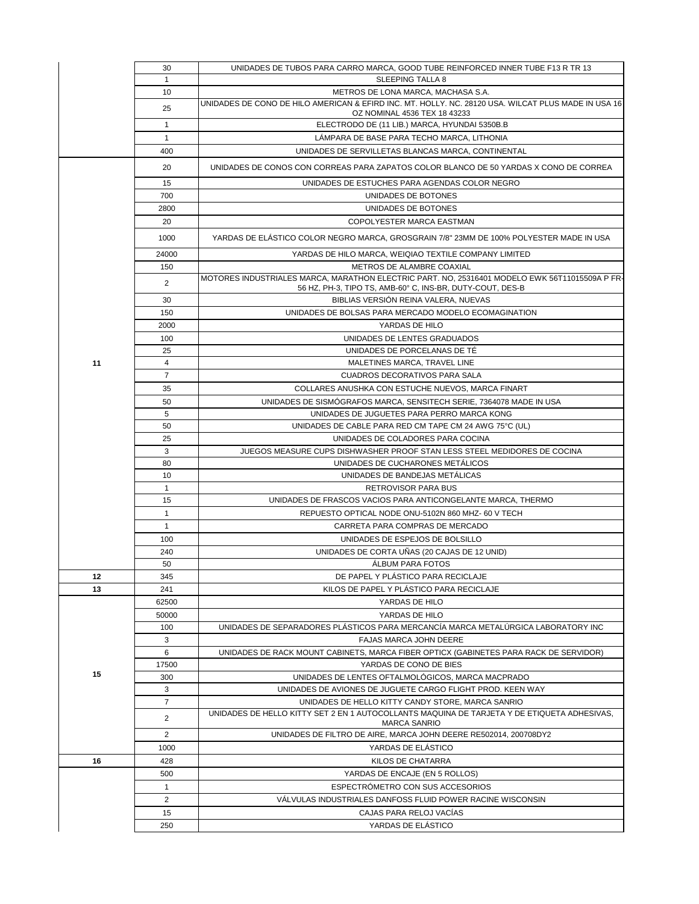| | | |
|---|---|---|
| | 30 | UNIDADES DE TUBOS PARA CARRO MARCA, GOOD TUBE REINFORCED INNER TUBE F13 R TR 13 |
| | 1 | SLEEPING TALLA 8 |
| | 10 | METROS DE LONA MARCA, MACHASA S.A. |
| | 25 | UNIDADES DE CONO DE HILO AMERICAN & EFIRD INC. MT. HOLLY. NC. 28120 USA. WILCAT PLUS MADE IN USA 16 OZ NOMINAL 4536 TEX 18 43233 |
| | 1 | ELECTRODO DE (11 LIB.) MARCA, HYUNDAI 5350B.B |
| | 1 | LÁMPARA DE BASE PARA TECHO MARCA, LITHONIA |
| | 400 | UNIDADES DE SERVILLETAS BLANCAS MARCA, CONTINENTAL |
| 11 | 20 | UNIDADES DE CONOS CON CORREAS PARA ZAPATOS COLOR BLANCO DE 50 YARDAS X CONO DE CORREA |
| | 15 | UNIDADES DE ESTUCHES PARA AGENDAS COLOR NEGRO |
| | 700 | UNIDADES DE BOTONES |
| | 2800 | UNIDADES DE BOTONES |
| | 20 | COPOLYESTER MARCA EASTMAN |
| | 1000 | YARDAS DE ELÁSTICO COLOR NEGRO MARCA, GROSGRAIN 7/8" 23MM DE 100% POLYESTER MADE IN USA |
| | 24000 | YARDAS DE HILO MARCA, WEIQIAO TEXTILE COMPANY LIMITED |
| | 150 | METROS DE ALAMBRE COAXIAL |
| | 2 | MOTORES INDUSTRIALES MARCA, MARATHON ELECTRIC PART. NO, 25316401 MODELO EWK 56T11015509A P FR-56 HZ, PH-3, TIPO TS, AMB-60° C, INS-BR, DUTY-COUT, DES-B |
| | 30 | BIBLIAS VERSIÓN REINA VALERA, NUEVAS |
| | 150 | UNIDADES DE BOLSAS PARA MERCADO MODELO ECOMAGINATION |
| | 2000 | YARDAS DE HILO |
| | 100 | UNIDADES DE LENTES GRADUADOS |
| | 25 | UNIDADES DE PORCELANAS DE TÉ |
| | 4 | MALETINES MARCA, TRAVEL LINE |
| | 7 | CUADROS DECORATIVOS PARA SALA |
| | 35 | COLLARES ANUSHKA CON ESTUCHE NUEVOS, MARCA FINART |
| | 50 | UNIDADES DE SISMÓGRAFOS MARCA, SENSITECH SERIE, 7364078 MADE IN USA |
| | 5 | UNIDADES DE JUGUETES PARA PERRO MARCA KONG |
| | 50 | UNIDADES DE CABLE PARA RED CM TAPE CM 24 AWG 75°C (UL) |
| | 25 | UNIDADES DE COLADORES PARA COCINA |
| | 3 | JUEGOS MEASURE CUPS DISHWASHER PROOF STAN LESS STEEL MEDIDORES DE COCINA |
| | 80 | UNIDADES DE CUCHARONES METÁLICOS |
| | 10 | UNIDADES DE BANDEJAS METÁLICAS |
| | 1 | RETROVISOR PARA BUS |
| | 15 | UNIDADES DE FRASCOS VACIOS PARA ANTICONGELANTE MARCA, THERMO |
| | 1 | REPUESTO OPTICAL NODE ONU-5102N 860 MHZ- 60 V TECH |
| | 1 | CARRETA PARA COMPRAS DE MERCADO |
| | 100 | UNIDADES DE ESPEJOS DE BOLSILLO |
| | 240 | UNIDADES DE CORTA UÑAS (20 CAJAS DE 12 UNID) |
| | 50 | ÁLBUM PARA FOTOS |
| 12 | 345 | DE PAPEL Y PLÁSTICO PARA RECICLAJE |
| 13 | 241 | KILOS DE PAPEL Y PLÁSTICO PARA RECICLAJE |
| 15 | 62500 | YARDAS DE HILO |
| | 50000 | YARDAS DE HILO |
| | 100 | UNIDADES DE SEPARADORES PLÁSTICOS PARA MERCANCÍA MARCA METALÚRGICA LABORATORY INC |
| | 3 | FAJAS MARCA JOHN DEERE |
| | 6 | UNIDADES DE RACK MOUNT CABINETS, MARCA FIBER OPTICX (GABINETES PARA RACK DE SERVIDOR) |
| | 17500 | YARDAS DE CONO DE BIES |
| | 300 | UNIDADES DE LENTES OFTALMOLÓGICOS, MARCA MACPRADO |
| | 3 | UNIDADES DE AVIONES DE JUGUETE CARGO FLIGHT PROD. KEEN WAY |
| | 7 | UNIDADES DE HELLO KITTY CANDY STORE, MARCA SANRIO |
| | 2 | UNIDADES DE HELLO KITTY SET 2 EN 1 AUTOCOLLANTS MAQUINA DE TARJETA Y DE ETIQUETA ADHESIVAS, MARCA SANRIO |
| | 2 | UNIDADES DE FILTRO DE AIRE, MARCA JOHN DEERE RE502014, 200708DY2 |
| | 1000 | YARDAS DE ELÁSTICO |
| 16 | 428 | KILOS DE CHATARRA |
| | 500 | YARDAS DE ENCAJE (EN 5 ROLLOS) |
| | 1 | ESPECTRÓMETRO CON SUS ACCESORIOS |
| | 2 | VÁLVULAS INDUSTRIALES DANFOSS FLUID POWER RACINE WISCONSIN |
| | 15 | CAJAS PARA RELOJ VACÍAS |
| | 250 | YARDAS DE ELÁSTICO |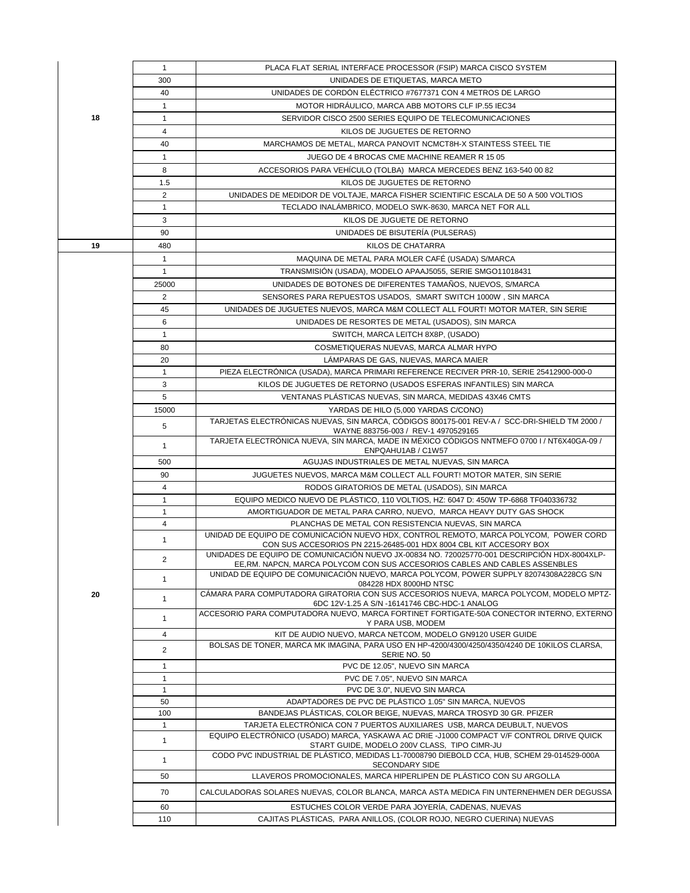| | | |
|---|---|---|
| | 1 | PLACA FLAT SERIAL INTERFACE PROCESSOR (FSIP) MARCA CISCO SYSTEM |
| | 300 | UNIDADES DE ETIQUETAS, MARCA METO |
| | 40 | UNIDADES DE CORDÓN ELÉCTRICO #7677371 CON 4 METROS DE LARGO |
| | 1 | MOTOR HIDRÁULICO, MARCA ABB MOTORS CLF IP.55 IEC34 |
| 18 | 1 | SERVIDOR CISCO 2500 SERIES EQUIPO DE TELECOMUNICACIONES |
| | 4 | KILOS DE JUGUETES DE RETORNO |
| | 40 | MARCHAMOS DE METAL, MARCA PANOVIT NCMCT8H-X STAINTESS STEEL TIE |
| | 1 | JUEGO DE 4 BROCAS CME MACHINE REAMER R 15 05 |
| | 8 | ACCESORIOS PARA VEHÍCULO (TOLBA) MARCA MERCEDES BENZ 163-540 00 82 |
| | 1.5 | KILOS DE JUGUETES DE RETORNO |
| | 2 | UNIDADES DE MEDIDOR DE VOLTAJE, MARCA FISHER SCIENTIFIC ESCALA DE 50 A 500 VOLTIOS |
| | 1 | TECLADO INALÁMBRICO, MODELO SWK-8630, MARCA NET FOR ALL |
| | 3 | KILOS DE JUGUETE DE RETORNO |
| | 90 | UNIDADES DE BISUTERÍA (PULSERAS) |
| 19 | 480 | KILOS DE CHATARRA |
| | 1 | MAQUINA DE METAL PARA MOLER CAFÉ (USADA) S/MARCA |
| | 1 | TRANSMISIÓN (USADA), MODELO APAAJ5055, SERIE SMGO11018431 |
| | 25000 | UNIDADES DE BOTONES DE DIFERENTES TAMAÑOS, NUEVOS, S/MARCA |
| | 2 | SENSORES PARA REPUESTOS USADOS, SMART SWITCH 1000W , SIN MARCA |
| | 45 | UNIDADES DE JUGUETES NUEVOS, MARCA M&M COLLECT ALL FOURT! MOTOR MATER, SIN SERIE |
| | 6 | UNIDADES DE RESORTES DE METAL (USADOS), SIN MARCA |
| | 1 | SWITCH, MARCA LEITCH 8X8P, (USADO) |
| | 80 | COSMETIQUERAS NUEVAS, MARCA ALMAR HYPO |
| | 20 | LÁMPARAS DE GAS, NUEVAS, MARCA MAIER |
| | 1 | PIEZA ELECTRÓNICA (USADA), MARCA PRIMARI REFERENCE RECIVER PRR-10, SERIE 25412900-000-0 |
| | 3 | KILOS DE JUGUETES DE RETORNO (USADOS ESFERAS INFANTILES) SIN MARCA |
| | 5 | VENTANAS PLÁSTICAS NUEVAS, SIN MARCA, MEDIDAS 43X46 CMTS |
| | 15000 | YARDAS DE HILO (5,000 YARDAS C/CONO) |
| | 5 | TARJETAS ELECTRÓNICAS NUEVAS, SIN MARCA, CÓDIGOS 800175-001 REV-A / SCC-DRI-SHIELD TM 2000 / WAYNE 883756-003 / REV-1 4970529165 |
| | 1 | TARJETA ELECTRÓNICA NUEVA, SIN MARCA, MADE IN MÉXICO CÓDIGOS NNTMEFO 0700 I / NT6X40GA-09 / ENPQAHU1AB / C1W57 |
| | 500 | AGUJAS INDUSTRIALES DE METAL NUEVAS, SIN MARCA |
| | 90 | JUGUETES NUEVOS, MARCA M&M COLLECT ALL FOURT! MOTOR MATER, SIN SERIE |
| | 4 | RODOS GIRATORIOS DE METAL (USADOS), SIN MARCA |
| | 1 | EQUIPO MEDICO NUEVO DE PLÁSTICO, 110 VOLTIOS, HZ: 6047 D: 450W TP-6868 TF040336732 |
| | 1 | AMORTIGUADOR DE METAL PARA CARRO, NUEVO, MARCA HEAVY DUTY GAS SHOCK |
| | 4 | PLANCHAS DE METAL CON RESISTENCIA NUEVAS, SIN MARCA |
| | 1 | UNIDAD DE EQUIPO DE COMUNICACIÓN NUEVO HDX, CONTROL REMOTO, MARCA POLYCOM, POWER CORD CON SUS ACCESORIOS PN 2215-26485-001 HDX 8004 CBL KIT ACCESORY BOX |
| | 2 | UNIDADES DE EQUIPO DE COMUNICACIÓN NUEVO JX-00834 NO. 720025770-001 DESCRIPCIÓN HDX-8004XLP-EE,RM. NAPCN, MARCA POLYCOM CON SUS ACCESORIOS CABLES AND CABLES ASSENBLES |
| | 1 | UNIDAD DE EQUIPO DE COMUNICACIÓN NUEVO, MARCA POLYCOM, POWER SUPPLY 82074308A228CG S/N 084228 HDX 8000HD NTSC |
| 20 | 1 | CÁMARA PARA COMPUTADORA GIRATORIA CON SUS ACCESORIOS NUEVA, MARCA POLYCOM, MODELO MPTZ-6DC 12V-1.25 A S/N -16141746 CBC-HDC-1 ANALOG |
| | 1 | ACCESORIO PARA COMPUTADORA NUEVO, MARCA FORTINET FORTIGATE-50A CONECTOR INTERNO, EXTERNO Y PARA USB, MODEM |
| | 4 | KIT DE AUDIO NUEVO, MARCA NETCOM, MODELO GN9120 USER GUIDE |
| | 2 | BOLSAS DE TONER, MARCA MK IMAGINA, PARA USO EN HP-4200/4300/4250/4350/4240 DE 10KILOS CLARSA, SERIE NO. 50 |
| | 1 | PVC DE 12.05", NUEVO SIN MARCA |
| | 1 | PVC DE 7.05", NUEVO SIN MARCA |
| | 1 | PVC DE 3.0", NUEVO SIN MARCA |
| | 50 | ADAPTADORES DE PVC DE PLÁSTICO 1.05" SIN MARCA, NUEVOS |
| | 100 | BANDEJAS PLÁSTICAS, COLOR BEIGE, NUEVAS, MARCA TROSYD 30 GR. PFIZER |
| | 1 | TARJETA ELECTRÓNICA CON 7 PUERTOS AUXILIARES USB, MARCA DEUBULT, NUEVOS |
| | 1 | EQUIPO ELECTRÓNICO (USADO) MARCA, YASKAWA AC DRIE -J1000 COMPACT V/F CONTROL DRIVE QUICK START GUIDE, MODELO 200V CLASS, TIPO CIMR-JU |
| | 1 | CODO PVC INDUSTRIAL DE PLÁSTICO, MEDIDAS L1-70008790 DIEBOLD CCA, HUB, SCHEM 29-014529-000A SECONDARY SIDE |
| | 50 | LLAVEROS PROMOCIONALES, MARCA HIPERLIPEN DE PLÁSTICO CON SU ARGOLLA |
| | 70 | CALCULADORAS SOLARES NUEVAS, COLOR BLANCA, MARCA ASTA MEDICA FIN UNTERNEHMEN DER DEGUSSA |
| | 60 | ESTUCHES COLOR VERDE PARA JOYERÍA, CADENAS, NUEVAS |
| | 110 | CAJITAS PLÁSTICAS, PARA ANILLOS, (COLOR ROJO, NEGRO CUERINA) NUEVAS |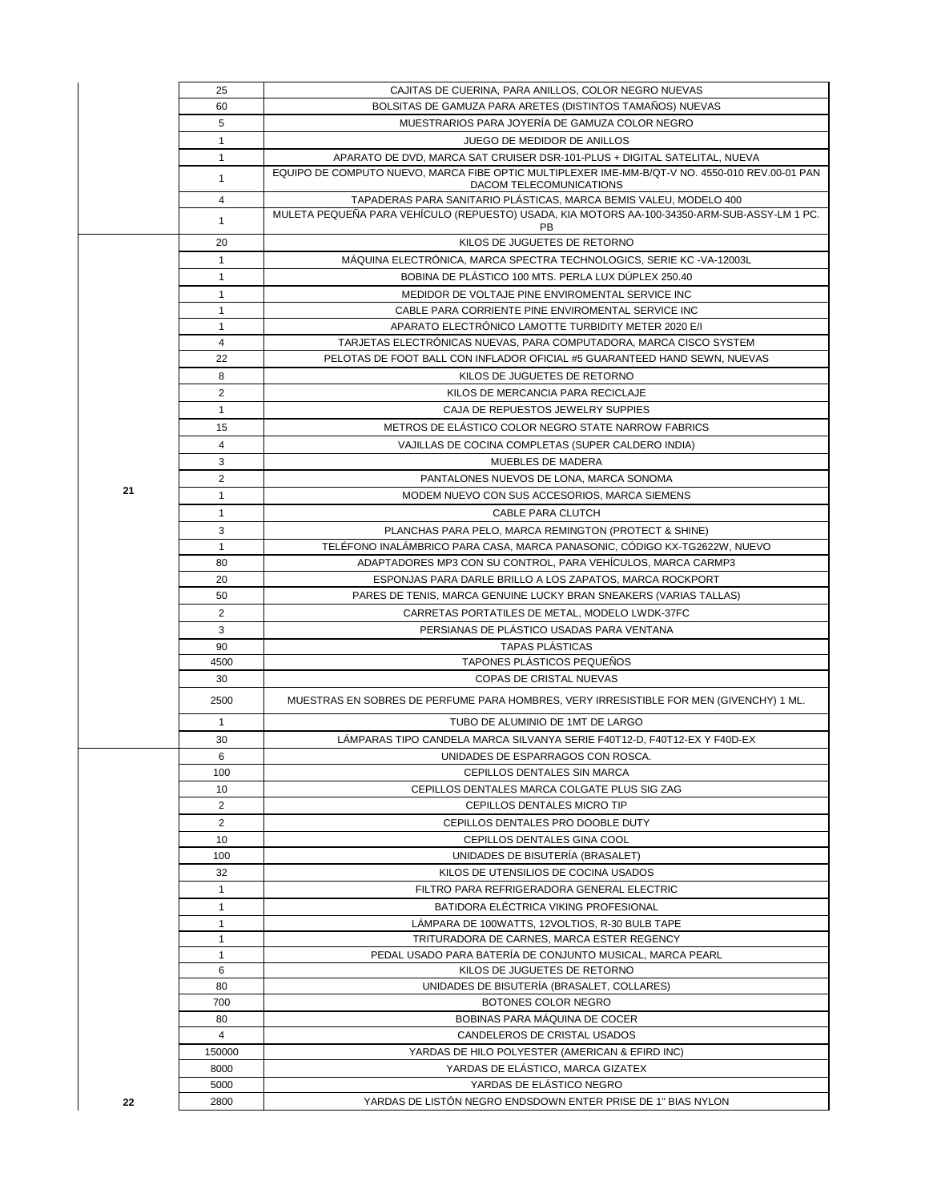| | | |
|---|---|---|
| | 25 | CAJITAS DE CUERINA, PARA ANILLOS, COLOR NEGRO NUEVAS |
| | 60 | BOLSITAS DE GAMUZA PARA ARETES (DISTINTOS TAMAÑOS) NUEVAS |
| | 5 | MUESTRARIOS PARA JOYERÍA DE GAMUZA COLOR NEGRO |
| | 1 | JUEGO DE MEDIDOR DE ANILLOS |
| | 1 | APARATO DE DVD, MARCA SAT CRUISER DSR-101-PLUS + DIGITAL SATELITAL, NUEVA |
| | 1 | EQUIPO DE COMPUTO NUEVO, MARCA FIBE OPTIC MULTIPLEXER IME-MM-B/QT-V NO. 4550-010 REV.00-01 PAN DACOM TELECOMUNICATIONS |
| | 4 | TAPADERAS PARA SANITARIO PLÁSTICAS, MARCA BEMIS VALEU, MODELO 400 |
| | 1 | MULETA PEQUEÑA PARA VEHÍCULO (REPUESTO) USADA, KIA MOTORS AA-100-34350-ARM-SUB-ASSY-LM 1 PC. PB |
| 21 | 20 | KILOS DE JUGUETES DE RETORNO |
| | 1 | MÁQUINA ELECTRÓNICA, MARCA SPECTRA TECHNOLOGICS, SERIE KC -VA-12003L |
| | 1 | BOBINA DE PLÁSTICO 100 MTS. PERLA LUX DÚPLEX 250.40 |
| | 1 | MEDIDOR DE VOLTAJE PINE ENVIROMENTAL SERVICE INC |
| | 1 | CABLE PARA CORRIENTE PINE ENVIROMENTAL SERVICE INC |
| | 1 | APARATO ELECTRÓNICO LAMOTTE TURBIDITY METER 2020 E/I |
| | 4 | TARJETAS ELECTRÓNICAS NUEVAS, PARA COMPUTADORA, MARCA CISCO SYSTEM |
| | 22 | PELOTAS DE FOOT BALL CON INFLADOR OFICIAL #5 GUARANTEED HAND SEWN, NUEVAS |
| | 8 | KILOS DE JUGUETES DE RETORNO |
| | 2 | KILOS DE MERCANCIA PARA RECICLAJE |
| | 1 | CAJA DE REPUESTOS JEWELRY SUPPIES |
| | 15 | METROS DE ELÁSTICO COLOR NEGRO STATE NARROW FABRICS |
| | 4 | VAJILLAS DE COCINA COMPLETAS (SUPER CALDERO INDIA) |
| | 3 | MUEBLES DE MADERA |
| | 2 | PANTALONES NUEVOS DE LONA, MARCA SONOMA |
| | 1 | MODEM NUEVO CON SUS ACCESORIOS, MARCA SIEMENS |
| | 1 | CABLE PARA CLUTCH |
| | 3 | PLANCHAS PARA PELO, MARCA REMINGTON (PROTECT & SHINE) |
| | 1 | TELÉFONO INALÁMBRICO PARA CASA, MARCA PANASONIC, CÓDIGO KX-TG2622W, NUEVO |
| | 80 | ADAPTADORES MP3 CON SU CONTROL, PARA VEHÍCULOS, MARCA CARMP3 |
| | 20 | ESPONJAS PARA DARLE BRILLO A LOS ZAPATOS, MARCA ROCKPORT |
| | 50 | PARES DE TENIS, MARCA GENUINE LUCKY BRAN SNEAKERS (VARIAS TALLAS) |
| | 2 | CARRETAS PORTATILES DE METAL, MODELO LWDK-37FC |
| | 3 | PERSIANAS DE PLÁSTICO USADAS PARA VENTANA |
| | 90 | TAPAS PLÁSTICAS |
| | 4500 | TAPONES PLÁSTICOS PEQUEÑOS |
| | 30 | COPAS DE CRISTAL NUEVAS |
| | 2500 | MUESTRAS EN SOBRES DE PERFUME PARA HOMBRES, VERY IRRESISTIBLE FOR MEN (GIVENCHY) 1 ML. |
| | 1 | TUBO DE ALUMINIO DE 1MT DE LARGO |
| | 30 | LÁMPARAS TIPO CANDELA MARCA SILVANYA SERIE F40T12-D, F40T12-EX Y F40D-EX |
| 22 | 6 | UNIDADES DE ESPARRAGOS CON ROSCA. |
| | 100 | CEPILLOS DENTALES SIN MARCA |
| | 10 | CEPILLOS DENTALES MARCA COLGATE PLUS SIG ZAG |
| | 2 | CEPILLOS DENTALES MICRO TIP |
| | 2 | CEPILLOS DENTALES PRO DOOBLE DUTY |
| | 10 | CEPILLOS DENTALES GINA COOL |
| | 100 | UNIDADES DE BISUTERÍA (BRASALET) |
| | 32 | KILOS DE UTENSILIOS DE COCINA USADOS |
| | 1 | FILTRO PARA REFRIGERADORA GENERAL ELECTRIC |
| | 1 | BATIDORA ELÉCTRICA VIKING PROFESIONAL |
| | 1 | LÁMPARA DE 100WATTS, 12VOLTIOS, R-30 BULB TAPE |
| | 1 | TRITURADORA DE CARNES, MARCA ESTER REGENCY |
| | 1 | PEDAL USADO PARA BATERÍA DE CONJUNTO MUSICAL, MARCA PEARL |
| | 6 | KILOS DE JUGUETES DE RETORNO |
| | 80 | UNIDADES DE BISUTERÍA (BRASALET, COLLARES) |
| | 700 | BOTONES COLOR NEGRO |
| | 80 | BOBINAS PARA MÁQUINA DE COCER |
| | 4 | CANDELEROS DE CRISTAL USADOS |
| | 150000 | YARDAS DE HILO POLYESTER (AMERICAN & EFIRD INC) |
| | 8000 | YARDAS DE ELÁSTICO, MARCA GIZATEX |
| | 5000 | YARDAS DE ELÁSTICO NEGRO |
| | 2800 | YARDAS DE LISTÓN NEGRO ENDSDOWN ENTER PRISE DE 1" BIAS NYLON |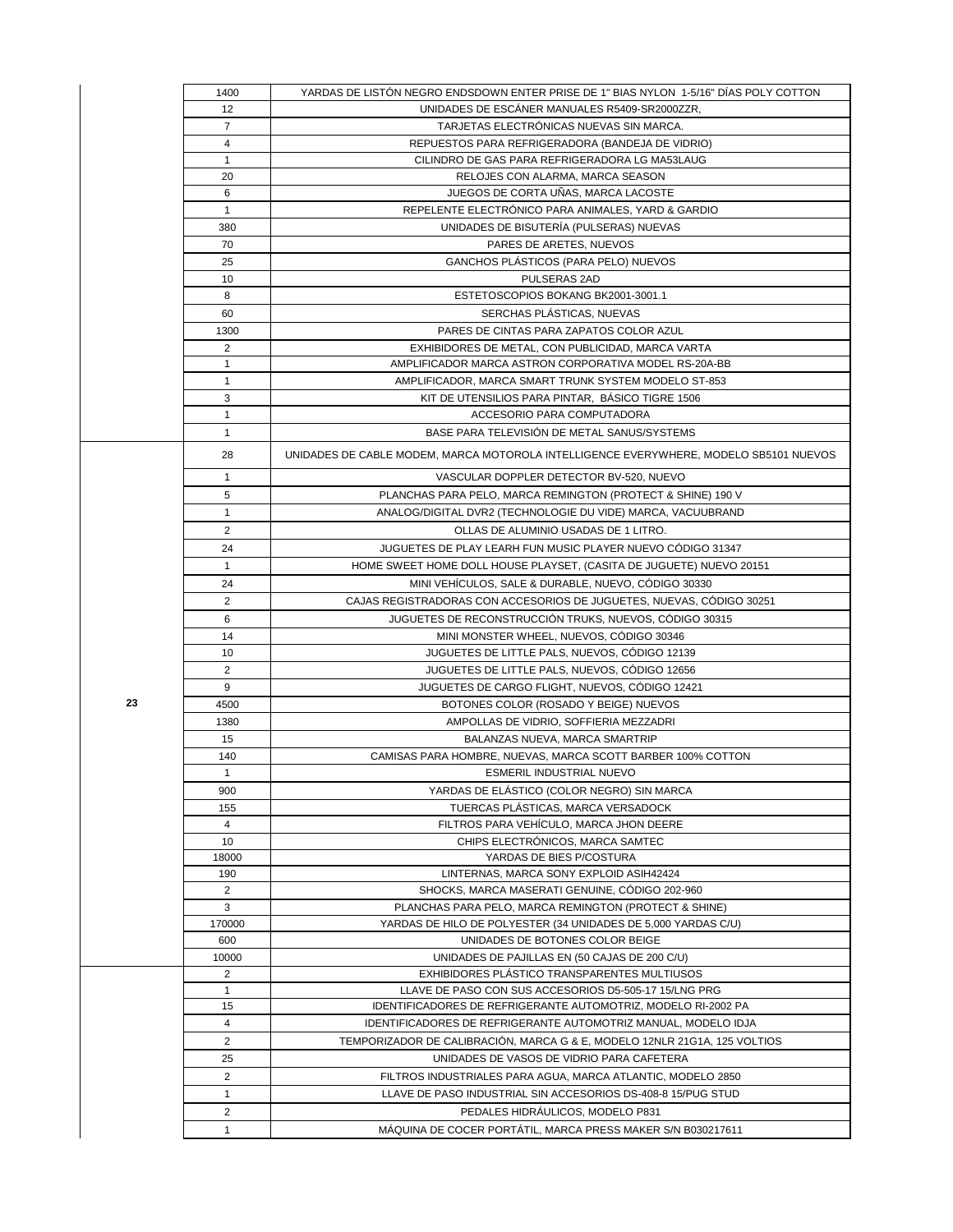| | | |
|---|---|---|
| | 1400 | YARDAS DE LISTÓN NEGRO ENDSDOWN ENTER PRISE DE 1" BIAS NYLON 1-5/16" DÍAS POLY COTTON |
| | 12 | UNIDADES DE ESCÁNER MANUALES R5409-SR2000ZZR, |
| | 7 | TARJETAS ELECTRÓNICAS NUEVAS SIN MARCA. |
| | 4 | REPUESTOS PARA REFRIGERADORA (BANDEJA DE VIDRIO) |
| | 1 | CILINDRO DE GAS PARA REFRIGERADORA LG MA53LAUG |
| | 20 | RELOJES CON ALARMA, MARCA SEASON |
| | 6 | JUEGOS DE CORTA UÑAS, MARCA LACOSTE |
| | 1 | REPELENTE ELECTRÓNICO PARA ANIMALES, YARD & GARDIO |
| | 380 | UNIDADES DE BISUTERÍA (PULSERAS) NUEVAS |
| | 70 | PARES DE ARETES, NUEVOS |
| | 25 | GANCHOS PLÁSTICOS (PARA PELO) NUEVOS |
| | 10 | PULSERAS 2AD |
| | 8 | ESTETOSCOPIOS BOKANG BK2001-3001.1 |
| | 60 | SERCHAS PLÁSTICAS, NUEVAS |
| | 1300 | PARES DE CINTAS PARA ZAPATOS COLOR AZUL |
| | 2 | EXHIBIDORES DE METAL, CON PUBLICIDAD, MARCA VARTA |
| | 1 | AMPLIFICADOR MARCA ASTRON CORPORATIVA MODEL RS-20A-BB |
| | 1 | AMPLIFICADOR, MARCA SMART TRUNK SYSTEM MODELO ST-853 |
| | 3 | KIT DE UTENSILIOS PARA PINTAR, BÁSICO TIGRE 1506 |
| | 1 | ACCESORIO PARA COMPUTADORA |
| | 1 | BASE PARA TELEVISIÓN DE METAL SANUS/SYSTEMS |
| 23 | 28 | UNIDADES DE CABLE MODEM, MARCA MOTOROLA INTELLIGENCE EVERYWHERE, MODELO SB5101 NUEVOS |
| | 1 | VASCULAR DOPPLER DETECTOR BV-520, NUEVO |
| | 5 | PLANCHAS PARA PELO, MARCA REMINGTON (PROTECT & SHINE) 190 V |
| | 1 | ANALOG/DIGITAL DVR2 (TECHNOLOGIE DU VIDE) MARCA, VACUUBRAND |
| | 2 | OLLAS DE ALUMINIO USADAS DE 1 LITRO. |
| | 24 | JUGUETES DE PLAY LEARH FUN MUSIC PLAYER NUEVO CÓDIGO 31347 |
| | 1 | HOME SWEET HOME DOLL HOUSE PLAYSET, (CASITA DE JUGUETE) NUEVO 20151 |
| | 24 | MINI VEHÍCULOS, SALE & DURABLE, NUEVO, CÓDIGO 30330 |
| | 2 | CAJAS REGISTRADORAS CON ACCESORIOS DE JUGUETES, NUEVAS, CÓDIGO 30251 |
| | 6 | JUGUETES DE RECONSTRUCCIÓN TRUKS, NUEVOS, CÓDIGO 30315 |
| | 14 | MINI MONSTER WHEEL, NUEVOS, CÓDIGO 30346 |
| | 10 | JUGUETES DE LITTLE PALS, NUEVOS, CÓDIGO 12139 |
| | 2 | JUGUETES DE LITTLE PALS, NUEVOS, CÓDIGO 12656 |
| | 9 | JUGUETES DE CARGO FLIGHT, NUEVOS, CÓDIGO 12421 |
| | 4500 | BOTONES COLOR (ROSADO Y BEIGE) NUEVOS |
| | 1380 | AMPOLLAS DE VIDRIO, SOFFIERIA MEZZADRI |
| | 15 | BALANZAS NUEVA, MARCA SMARTRIP |
| | 140 | CAMISAS PARA HOMBRE, NUEVAS, MARCA SCOTT BARBER 100% COTTON |
| | 1 | ESMERIL INDUSTRIAL NUEVO |
| | 900 | YARDAS DE ELÁSTICO (COLOR NEGRO) SIN MARCA |
| | 155 | TUERCAS PLÁSTICAS, MARCA VERSADOCK |
| | 4 | FILTROS PARA VEHÍCULO, MARCA JHON DEERE |
| | 10 | CHIPS ELECTRÓNICOS, MARCA SAMTEC |
| | 18000 | YARDAS DE BIES P/COSTURA |
| | 190 | LINTERNAS, MARCA SONY EXPLOID ASIH42424 |
| | 2 | SHOCKS, MARCA MASERATI GENUINE, CÓDIGO 202-960 |
| | 3 | PLANCHAS PARA PELO, MARCA REMINGTON (PROTECT & SHINE) |
| | 170000 | YARDAS DE HILO DE POLYESTER (34 UNIDADES DE 5,000 YARDAS C/U) |
| | 600 | UNIDADES DE BOTONES COLOR BEIGE |
| | 10000 | UNIDADES DE PAJILLAS EN (50 CAJAS DE 200 C/U) |
| | 2 | EXHIBIDORES PLÁSTICO TRANSPARENTES MULTIUSOS |
| | 1 | LLAVE DE PASO CON SUS ACCESORIOS D5-505-17 15/LNG PRG |
| | 15 | IDENTIFICADORES DE REFRIGERANTE AUTOMOTRIZ, MODELO RI-2002 PA |
| | 4 | IDENTIFICADORES DE REFRIGERANTE AUTOMOTRIZ MANUAL, MODELO IDJA |
| | 2 | TEMPORIZADOR DE CALIBRACIÓN, MARCA G & E, MODELO 12NLR 21G1A, 125 VOLTIOS |
| | 25 | UNIDADES DE VASOS DE VIDRIO PARA CAFETERA |
| | 2 | FILTROS INDUSTRIALES PARA AGUA, MARCA ATLANTIC, MODELO 2850 |
| | 1 | LLAVE DE PASO INDUSTRIAL SIN ACCESORIOS DS-408-8 15/PUG STUD |
| | 2 | PEDALES HIDRÁULICOS, MODELO P831 |
| | 1 | MÁQUINA DE COCER PORTÁTIL, MARCA PRESS MAKER S/N B030217611 |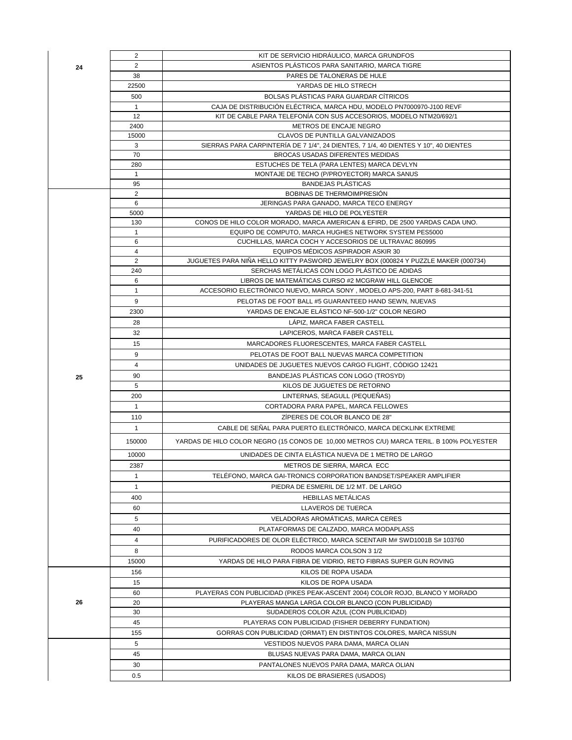| | | |
|---|---|---|
| 24 | 2 | KIT DE SERVICIO HIDRÁULICO, MARCA GRUNDFOS |
| | 2 | ASIENTOS PLÁSTICOS PARA SANITARIO, MARCA TIGRE |
| | 38 | PARES DE TALONERAS DE HULE |
| | 22500 | YARDAS DE HILO STRECH |
| | 500 | BOLSAS PLÁSTICAS PARA GUARDAR CÍTRICOS |
| | 1 | CAJA DE DISTRIBUCIÓN ELÉCTRICA, MARCA HDU, MODELO PN7000970-J100 REVF |
| | 12 | KIT DE CABLE PARA TELEFONÍA CON SUS ACCESORIOS, MODELO NTM20/692/1 |
| | 2400 | METROS DE ENCAJE NEGRO |
| | 15000 | CLAVOS DE PUNTILLA GALVANIZADOS |
| | 3 | SIERRAS PARA CARPINTERÍA DE 7 1/4", 24 DIENTES, 7 1/4, 40 DIENTES Y 10", 40 DIENTES |
| | 70 | BROCAS USADAS DIFERENTES MEDIDAS |
| | 280 | ESTUCHES DE TELA (PARA LENTES) MARCA DEVLYN |
| | 1 | MONTAJE DE TECHO (P/PROYECTOR) MARCA SANUS |
| | 95 | BANDEJAS PLÁSTICAS |
| 25 | 2 | BOBINAS DE THERMOIMPRESIÓN |
| | 6 | JERINGAS PARA GANADO, MARCA TECO ENERGY |
| | 5000 | YARDAS DE HILO DE POLYESTER |
| | 130 | CONOS DE HILO COLOR MORADO, MARCA AMERICAN & EFIRD, DE 2500 YARDAS CADA UNO. |
| | 1 | EQUIPO DE COMPUTO, MARCA HUGHES NETWORK SYSTEM PES5000 |
| | 6 | CUCHILLAS, MARCA COCH Y ACCESORIOS DE ULTRAVAC 860995 |
| | 4 | EQUIPOS MÉDICOS ASPIRADOR ASKIR 30 |
| | 2 | JUGUETES PARA NIÑA HELLO KITTY PASWORD JEWELRY BOX (000824 Y PUZZLE MAKER (000734) |
| | 240 | SERCHAS METÁLICAS CON LOGO PLÁSTICO DE ADIDAS |
| | 6 | LIBROS DE MATEMÁTICAS CURSO #2 MCGRAW HILL GLENCOE |
| | 1 | ACCESORIO ELECTRÓNICO NUEVO, MARCA SONY , MODELO APS-200, PART 8-681-341-51 |
| | 9 | PELOTAS DE FOOT BALL #5 GUARANTEED HAND SEWN, NUEVAS |
| | 2300 | YARDAS DE ENCAJE ELÁSTICO NF-500-1/2" COLOR NEGRO |
| | 28 | LÁPIZ, MARCA FABER CASTELL |
| | 32 | LAPICEROS, MARCA FABER CASTELL |
| | 15 | MARCADORES FLUORESCENTES, MARCA FABER CASTELL |
| | 9 | PELOTAS DE FOOT BALL NUEVAS MARCA COMPETITION |
| | 4 | UNIDADES DE JUGUETES NUEVOS CARGO FLIGHT, CÓDIGO 12421 |
| | 90 | BANDEJAS PLÁSTICAS CON LOGO (TROSYD) |
| | 5 | KILOS DE JUGUETES DE RETORNO |
| | 200 | LINTERNAS, SEAGULL (PEQUEÑAS) |
| | 1 | CORTADORA PARA PAPEL, MARCA FELLOWES |
| | 110 | ZÍPERES DE COLOR BLANCO DE 28" |
| | 1 | CABLE DE SEÑAL PARA PUERTO ELECTRÓNICO, MARCA DECKLINK EXTREME |
| | 150000 | YARDAS DE HILO COLOR NEGRO (15 CONOS DE 10,000 METROS C/U) MARCA TERIL. B 100% POLYESTER |
| | 10000 | UNIDADES DE CINTA ELÁSTICA NUEVA DE 1 METRO DE LARGO |
| | 2387 | METROS DE SIERRA, MARCA ECC |
| | 1 | TELÉFONO, MARCA GAI-TRONICS CORPORATION BANDSET/SPEAKER AMPLIFIER |
| | 1 | PIEDRA DE ESMERIL DE 1/2 MT. DE LARGO |
| | 400 | HEBILLAS METÁLICAS |
| | 60 | LLAVEROS DE TUERCA |
| | 5 | VELADORAS AROMÁTICAS, MARCA CERES |
| | 40 | PLATAFORMAS DE CALZADO, MARCA MODAPLASS |
| | 4 | PURIFICADORES DE OLOR ELÉCTRICO, MARCA SCENTAIR M# SWD1001B S# 103760 |
| | 8 | RODOS MARCA COLSON 3 1/2 |
| | 15000 | YARDAS DE HILO PARA FIBRA DE VIDRIO, RETO FIBRAS SUPER GUN ROVING |
| 26 | 156 | KILOS DE ROPA USADA |
| | 15 | KILOS DE ROPA USADA |
| | 60 | PLAYERAS CON PUBLICIDAD (PIKES PEAK-ASCENT 2004) COLOR ROJO, BLANCO Y MORADO |
| | 20 | PLAYERAS MANGA LARGA COLOR BLANCO (CON PUBLICIDAD) |
| | 30 | SUDADEROS COLOR AZUL (CON PUBLICIDAD) |
| | 45 | PLAYERAS CON PUBLICIDAD (FISHER DEBERRY FUNDATION) |
| | 155 | GORRAS CON PUBLICIDAD (ORMAT) EN DISTINTOS COLORES, MARCA NISSUN |
| | 5 | VESTIDOS NUEVOS PARA DAMA, MARCA OLIAN |
| | 45 | BLUSAS NUEVAS PARA DAMA, MARCA OLIAN |
| | 30 | PANTALONES NUEVOS PARA DAMA, MARCA OLIAN |
| | 0.5 | KILOS DE BRASIERES (USADOS) |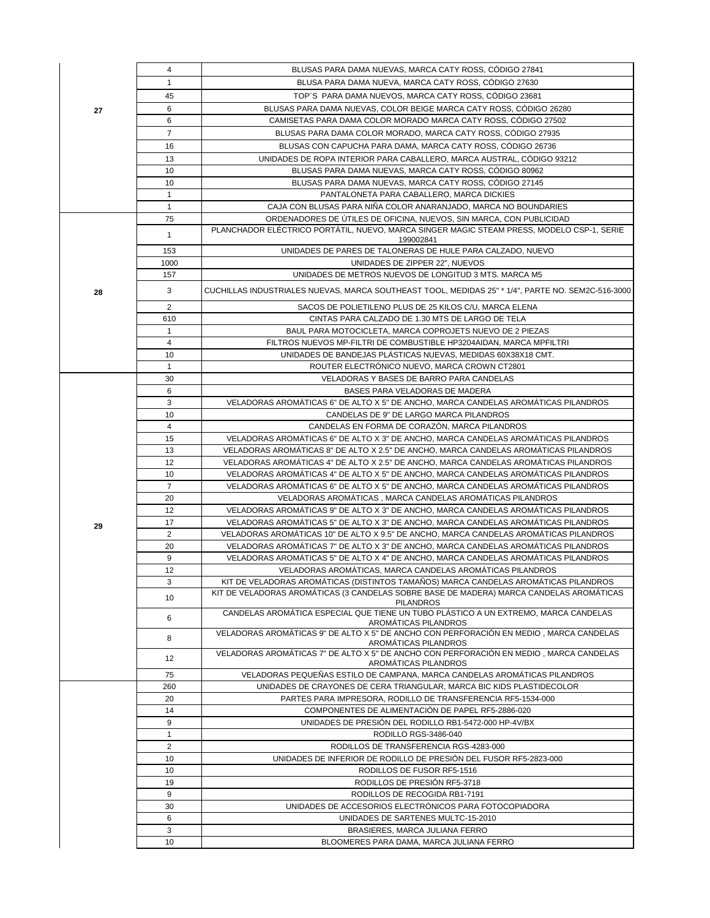| | | |
|---|---|---|
| 27 | 4 | BLUSAS PARA DAMA NUEVAS, MARCA CATY ROSS, CÓDIGO 27841 |
| | 1 | BLUSA PARA DAMA NUEVA, MARCA CATY ROSS, CÓDIGO 27630 |
| | 45 | TOP´S PARA DAMA NUEVOS, MARCA CATY ROSS, CÓDIGO 23681 |
| | 6 | BLUSAS PARA DAMA NUEVAS, COLOR BEIGE MARCA CATY ROSS, CÓDIGO 26280 |
| | 6 | CAMISETAS PARA DAMA COLOR MORADO MARCA CATY ROSS, CÓDIGO 27502 |
| | 7 | BLUSAS PARA DAMA COLOR MORADO, MARCA CATY ROSS, CÓDIGO 27935 |
| | 16 | BLUSAS CON CAPUCHA PARA DAMA, MARCA CATY ROSS, CÓDIGO 26736 |
| | 13 | UNIDADES DE ROPA INTERIOR PARA CABALLERO, MARCA AUSTRAL, CÓDIGO 93212 |
| | 10 | BLUSAS PARA DAMA NUEVAS, MARCA CATY ROSS, CÓDIGO 80962 |
| | 10 | BLUSAS PARA DAMA NUEVAS, MARCA CATY ROSS, CÓDIGO 27145 |
| | 1 | PANTALONETA PARA CABALLERO, MARCA DICKIES |
| | 1 | CAJA CON BLUSAS PARA NIÑA COLOR ANARANJADO, MARCA NO BOUNDARIES |
| 28 | 75 | ORDENADORES DE ÚTILES DE OFICINA, NUEVOS, SIN MARCA, CON PUBLICIDAD |
| | 1 | PLANCHADOR ELÉCTRICO PORTÁTIL, NUEVO, MARCA SINGER MAGIC STEAM PRESS, MODELO CSP-1, SERIE 199002841 |
| | 153 | UNIDADES DE PARES DE TALONERAS DE HULE PARA CALZADO, NUEVO |
| | 1000 | UNIDADES DE ZIPPER 22", NUEVOS |
| | 157 | UNIDADES DE METROS NUEVOS DE LONGITUD 3 MTS. MARCA M5 |
| | 3 | CUCHILLAS INDUSTRIALES NUEVAS, MARCA SOUTHEAST TOOL, MEDIDAS 25" * 1/4", PARTE NO. SEM2C-516-3000 |
| | 2 | SACOS DE POLIETILENO PLUS DE 25 KILOS C/U, MARCA ELENA |
| | 610 | CINTAS PARA CALZADO DE 1.30 MTS DE LARGO DE TELA |
| | 1 | BAUL PARA MOTOCICLETA, MARCA COPROJETS NUEVO DE 2 PIEZAS |
| | 4 | FILTROS NUEVOS MP-FILTRI DE COMBUSTIBLE HP3204AIDAN, MARCA MPFILTRI |
| | 10 | UNIDADES DE BANDEJAS PLÁSTICAS NUEVAS, MEDIDAS 60X38X18 CMT. |
| | 1 | ROUTER ELECTRÓNICO NUEVO, MARCA CROWN CT2801 |
| 29 | 30 | VELADORAS Y BASES DE BARRO PARA CANDELAS |
| | 6 | BASES PARA VELADORAS DE MADERA |
| | 3 | VELADORAS AROMÁTICAS 6" DE ALTO X 5" DE ANCHO, MARCA CANDELAS AROMÁTICAS PILANDROS |
| | 10 | CANDELAS DE 9" DE LARGO MARCA PILANDROS |
| | 4 | CANDELAS EN FORMA DE CORAZÓN, MARCA PILANDROS |
| | 15 | VELADORAS AROMÁTICAS 6" DE ALTO X 3" DE ANCHO, MARCA CANDELAS AROMÁTICAS PILANDROS |
| | 13 | VELADORAS AROMÁTICAS 8" DE ALTO X 2.5" DE ANCHO, MARCA CANDELAS AROMÁTICAS PILANDROS |
| | 12 | VELADORAS AROMÁTICAS 4" DE ALTO X 2.5" DE ANCHO, MARCA CANDELAS AROMÁTICAS PILANDROS |
| | 10 | VELADORAS AROMÁTICAS 4" DE ALTO X 5" DE ANCHO, MARCA CANDELAS AROMÁTICAS PILANDROS |
| | 7 | VELADORAS AROMÁTICAS 6" DE ALTO X 5" DE ANCHO, MARCA CANDELAS AROMÁTICAS PILANDROS |
| | 20 | VELADORAS AROMÁTICAS , MARCA CANDELAS AROMÁTICAS PILANDROS |
| | 12 | VELADORAS AROMÁTICAS 9" DE ALTO X 3" DE ANCHO, MARCA CANDELAS AROMÁTICAS PILANDROS |
| | 17 | VELADORAS AROMÁTICAS 5" DE ALTO X 3" DE ANCHO, MARCA CANDELAS AROMÁTICAS PILANDROS |
| | 2 | VELADORAS AROMÁTICAS 10" DE ALTO X 9.5" DE ANCHO, MARCA CANDELAS AROMÁTICAS PILANDROS |
| | 20 | VELADORAS AROMÁTICAS 7" DE ALTO X 3" DE ANCHO, MARCA CANDELAS AROMÁTICAS PILANDROS |
| | 9 | VELADORAS AROMÁTICAS 5" DE ALTO X 4" DE ANCHO, MARCA CANDELAS AROMÁTICAS PILANDROS |
| | 12 | VELADORAS AROMÁTICAS, MARCA CANDELAS AROMÁTICAS PILANDROS |
| | 3 | KIT DE VELADORAS AROMÁTICAS (DISTINTOS TAMAÑOS) MARCA CANDELAS AROMÁTICAS PILANDROS |
| | 10 | KIT DE VELADORAS AROMÁTICAS (3 CANDELAS SOBRE BASE DE MADERA) MARCA CANDELAS AROMÁTICAS PILANDROS |
| | 6 | CANDELAS AROMÁTICA ESPECIAL QUE TIENE UN TUBO PLÁSTICO A UN EXTREMO, MARCA CANDELAS AROMÁTICAS PILANDROS |
| | 8 | VELADORAS AROMÁTICAS 9" DE ALTO X 5" DE ANCHO CON PERFORACIÓN EN MEDIO , MARCA CANDELAS AROMÁTICAS PILANDROS |
| | 12 | VELADORAS AROMÁTICAS 7" DE ALTO X 5" DE ANCHO CON PERFORACIÓN EN MEDIO , MARCA CANDELAS AROMÁTICAS PILANDROS |
| | 75 | VELADORAS PEQUEÑAS ESTILO DE CAMPANA, MARCA CANDELAS AROMÁTICAS PILANDROS |
| | 260 | UNIDADES DE CRAYONES DE CERA TRIANGULAR, MARCA BIC KIDS PLASTIDECOLOR |
| | 20 | PARTES PARA IMPRESORA, RODILLO DE TRANSFERENCIA RF5-1534-000 |
| | 14 | COMPONENTES DE ALIMENTACIÓN DE PAPEL RF5-2886-020 |
| | 9 | UNIDADES DE PRESIÓN DEL RODILLO RB1-5472-000 HP-4V/BX |
| | 1 | RODILLO RGS-3486-040 |
| | 2 | RODILLOS DE TRANSFERENCIA RGS-4283-000 |
| | 10 | UNIDADES DE INFERIOR DE RODILLO DE PRESIÓN DEL FUSOR RF5-2823-000 |
| | 10 | RODILLOS DE FUSOR RF5-1516 |
| | 19 | RODILLOS DE PRESIÓN RF5-3718 |
| | 9 | RODILLOS DE RECOGIDA RB1-7191 |
| | 30 | UNIDADES DE ACCESORIOS ELECTRÓNICOS PARA FOTOCOPIADORA |
| | 6 | UNIDADES DE SARTENES MULTC-15-2010 |
| | 3 | BRASIERES, MARCA JULIANA FERRO |
| | 10 | BLOOMERES PARA DAMA, MARCA JULIANA FERRO |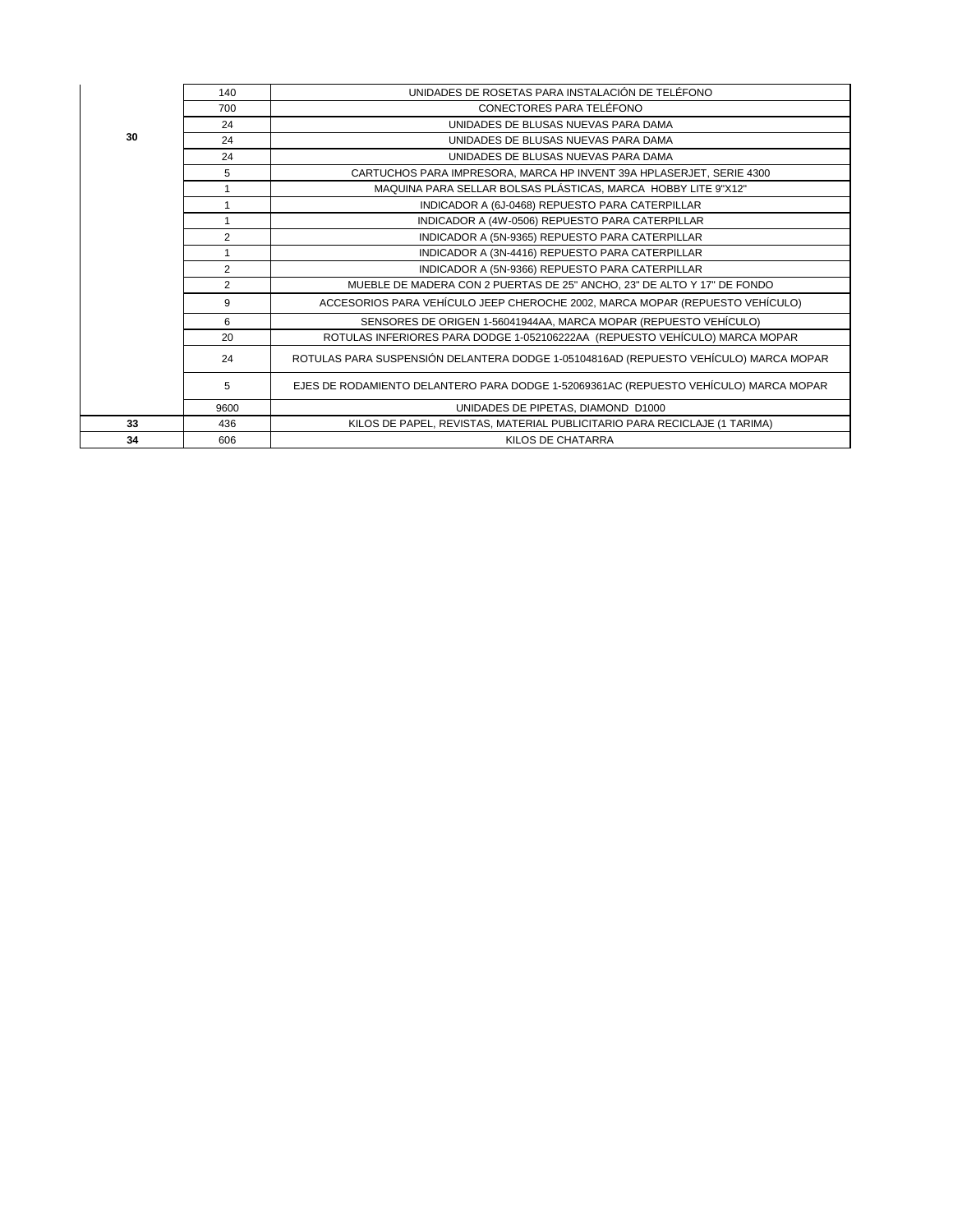| | | |
|---|---|---|
| 30 | 140 | UNIDADES DE ROSETAS PARA INSTALACIÓN DE TELÉFONO |
| | 700 | CONECTORES PARA TELÉFONO |
| | 24 | UNIDADES DE BLUSAS NUEVAS PARA DAMA |
| | 24 | UNIDADES DE BLUSAS NUEVAS PARA DAMA |
| | 24 | UNIDADES DE BLUSAS NUEVAS PARA DAMA |
| | 5 | CARTUCHOS PARA IMPRESORA, MARCA HP INVENT 39A HPLASERJET, SERIE 4300 |
| | 1 | MAQUINA PARA SELLAR BOLSAS PLÁSTICAS, MARCA HOBBY LITE 9"X12" |
| | 1 | INDICADOR A (6J-0468) REPUESTO PARA CATERPILLAR |
| | 1 | INDICADOR A (4W-0506) REPUESTO PARA CATERPILLAR |
| | 2 | INDICADOR A (5N-9365) REPUESTO PARA CATERPILLAR |
| | 1 | INDICADOR A (3N-4416) REPUESTO PARA CATERPILLAR |
| | 2 | INDICADOR A (5N-9366) REPUESTO PARA CATERPILLAR |
| | 2 | MUEBLE DE MADERA CON 2 PUERTAS DE 25" ANCHO, 23" DE ALTO Y 17" DE FONDO |
| | 9 | ACCESORIOS PARA VEHÍCULO JEEP CHEROCHE 2002, MARCA MOPAR (REPUESTO VEHÍCULO) |
| | 6 | SENSORES DE ORIGEN 1-56041944AA, MARCA MOPAR (REPUESTO VEHÍCULO) |
| | 20 | ROTULAS INFERIORES PARA DODGE 1-052106222AA (REPUESTO VEHÍCULO) MARCA MOPAR |
| | 24 | ROTULAS PARA SUSPENSIÓN DELANTERA DODGE 1-05104816AD (REPUESTO VEHÍCULO) MARCA MOPAR |
| | 5 | EJES DE RODAMIENTO DELANTERO PARA DODGE 1-52069361AC (REPUESTO VEHÍCULO) MARCA MOPAR |
| | 9600 | UNIDADES DE PIPETAS, DIAMOND D1000 |
| 33 | 436 | KILOS DE PAPEL, REVISTAS, MATERIAL PUBLICITARIO PARA RECICLAJE (1 TARIMA) |
| 34 | 606 | KILOS DE CHATARRA |